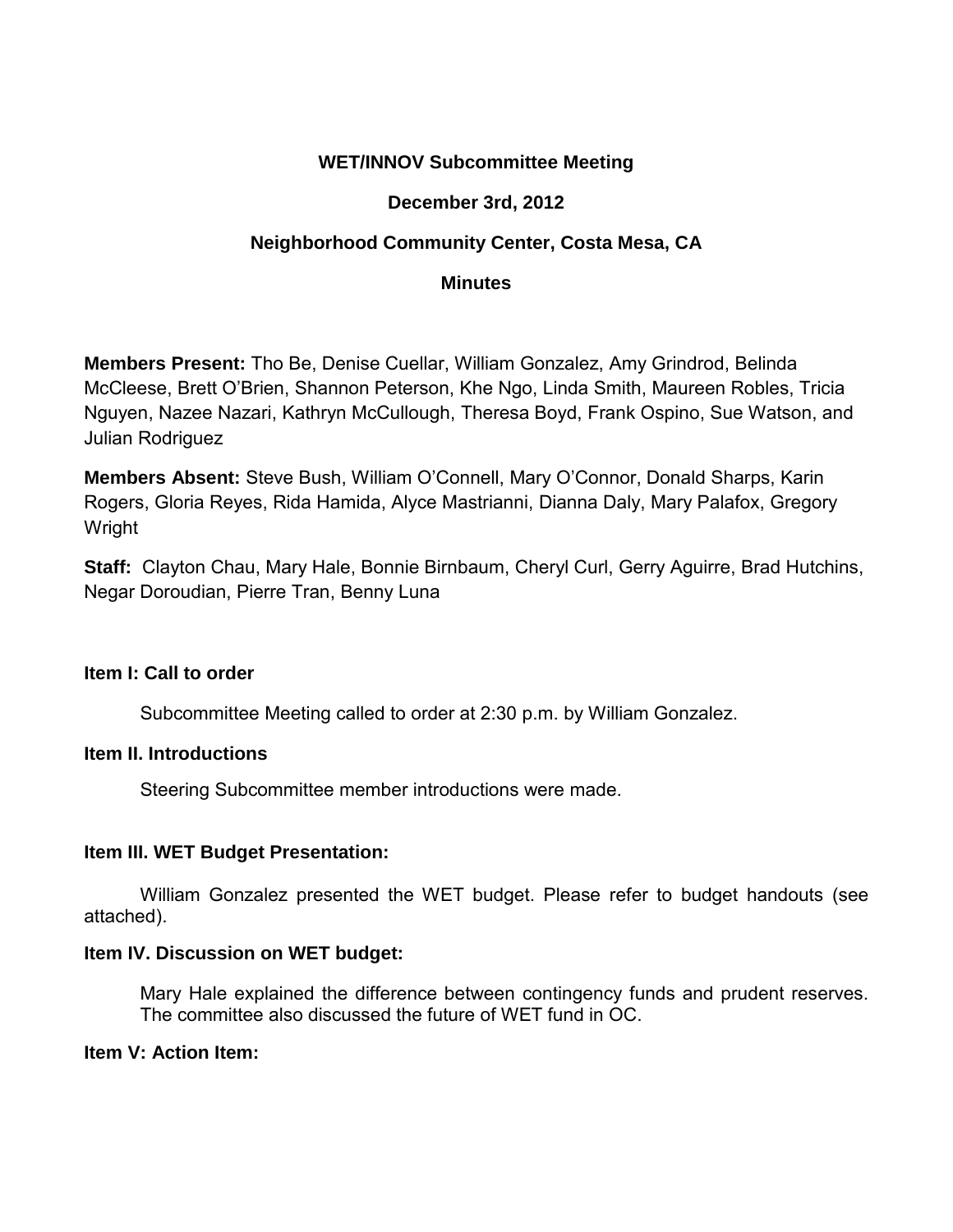# WET/INNOV Subcommittee Meeting

## December 3rd, 2012

## Neighborhood Community Center, Costa Mesa, CA

## Minutes

**Members Present:** Tho Be, Denise Cuellar, William Gonzalez, Amy Grindrod, Belinda McCleese, Brett O'Brien, Shannon Peterson, Khe Ngo, Linda Smith, Maureen Robles, Tricia Nguyen, Nazee Nazari, Kathryn McCullough, Theresa Boyd, Frank Ospino, Sue Watson, and Julian Rodriguez

**Members Absent:** Steve Bush, William O'Connell, Mary O'Connor, Donald Sharps, Karin Rogers, Gloria Reyes, Rida Hamida, Alyce Mastrianni, Dianna Daly, Mary Palafox, Gregory Wright

**Staff:** Clayton Chau, Mary Hale, Bonnie Birnbaum, Cheryl Curl, Gerry Aguirre, Brad Hutchins, Negar Doroudian, Pierre Tran, Benny Luna

### Item I: Call to order

Subcommittee Meeting called to order at 2:30 p.m. by William Gonzalez.

### Item II. Introductions

Steering Subcommittee member introductions were made.

### Item III. WET Budget Presentation:

William Gonzalez presented the WET budget. Please refer to budget handouts (see attached).

### Item IV. Discussion on WET budget:

Mary Hale explained the difference between contingency funds and prudent reserves. The committee also discussed the future of WET fund in OC.

### Item V: Action Item: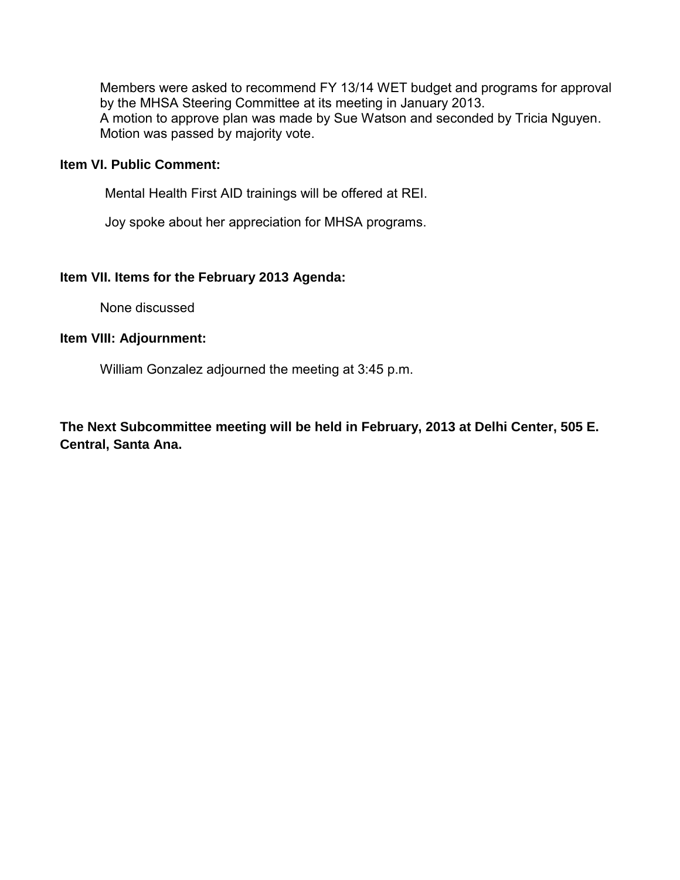Members were asked to recommend FY 13/14 WET budget and programs for approval by the MHSA Steering Committee at its meeting in January 2013.
A motion to approve plan was made by Sue Watson and seconded by Tricia Nguyen. Motion was passed by majority vote.

**Item VI. Public Comment:**

Mental Health First AID trainings will be offered at REI.

Joy spoke about her appreciation for MHSA programs.

**Item VII. Items for the February 2013 Agenda:**

None discussed

**Item VIII: Adjournment:**

William Gonzalez adjourned the meeting at 3:45 p.m.

**The Next Subcommittee meeting will be held in February, 2013 at Delhi Center, 505 E. Central, Santa Ana.**